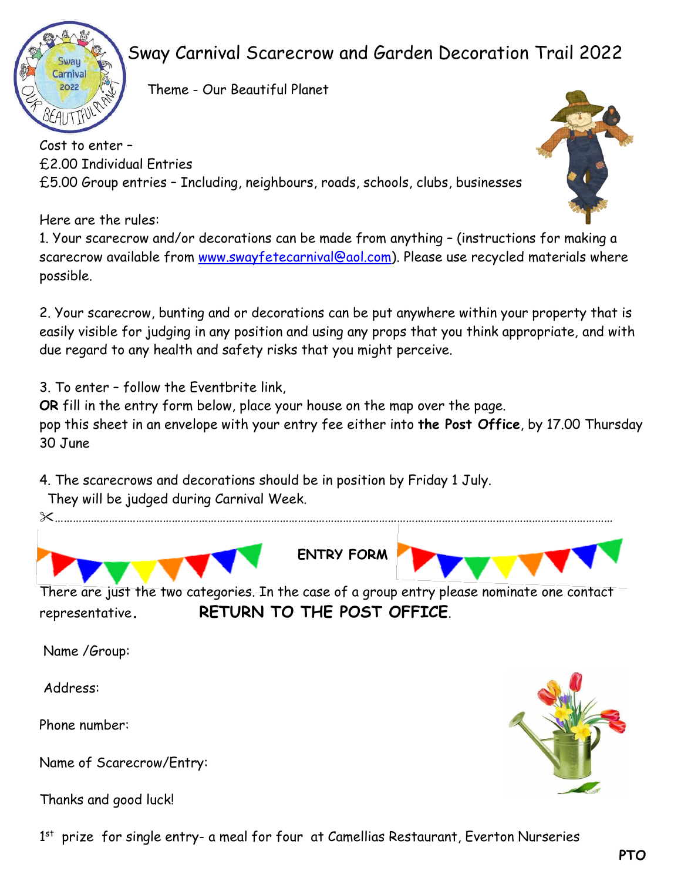# Sway Carnival Scarecrow and Garden Decoration Trail 2022

Theme - Our Beautiful Planet

Cost to enter –
£2.00 Individual Entries
£5.00 Group entries – Including, neighbours, roads, schools, clubs, businesses

Here are the rules:

1. Your scarecrow and/or decorations can be made from anything – (instructions for making a scarecrow available from www.swayfetecarnival@aol.com). Please use recycled materials where possible.

2. Your scarecrow, bunting and or decorations can be put anywhere within your property that is easily visible for judging in any position and using any props that you think appropriate, and with due regard to any health and safety risks that you might perceive.

3. To enter – follow the Eventbrite link,
**OR** fill in the entry form below, place your house on the map over the page.
pop this sheet in an envelope with your entry fee either into **the Post Office**, by 17.00 Thursday 30 June

4. The scarecrows and decorations should be in position by Friday 1 July.
They will be judged during Carnival Week.

✂…………………………………………………………………………………………………………………

## ENTRY FORM

There are just the two categories. In the case of a group entry please nominate one contact representative. **RETURN TO THE POST OFFICE**.

Name /Group:

Address:

Phone number:

Name of Scarecrow/Entry:

Thanks and good luck!

1st prize for single entry- a meal for four at Camellias Restaurant, Everton Nurseries

**PTO**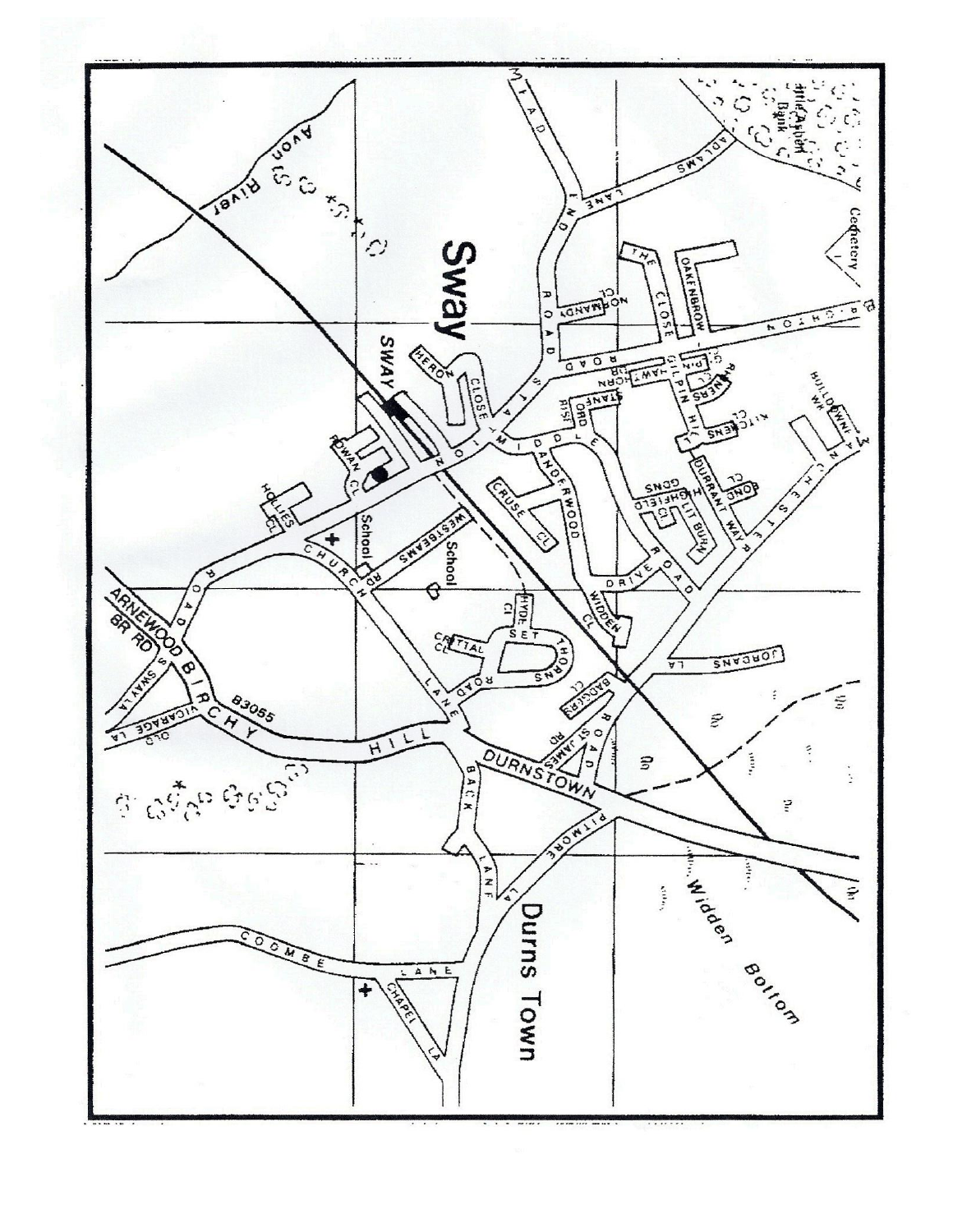Sway

Durns Town

Widden Bottom

Avon River

SWAY

Cemetery

School

School

B3055

MEAD END ROAD

ADLAMS LANE

STATION ROAD

BROCKENHURST ROAD

OAKENBROW

THE CLOSE

NORMANDY CL

HERON CLOSE

MIDDLE ROAD

MANCHESTER ROAD

GILPIN HILL

HAWTHORN

STANFORD RISE

KITCHENS CL

BULLDOWN WK

RINGERS

DURRANT WAY

BOND CL

LIT BURN

HIGHFIELD GDNS

ANDERWOOD DRIVE

WIDDEN CL

CRUSE CL

JORDANS LA

WESTBEAMS RD

CHURCH LANE

ROWAN CL

HOLLIES CL

HYDE CL

SET THORNS ROAD

CRITTAL CL

BADGERS CL

ST JAMES RD

ARNEWOOD BR RD

SWAY RD

BIRCHY HILL

OLD VICARAGE LA

DURNSTOWN

BACK LANE

PITMORE LA

COOMBE LANE

CHAPEL LA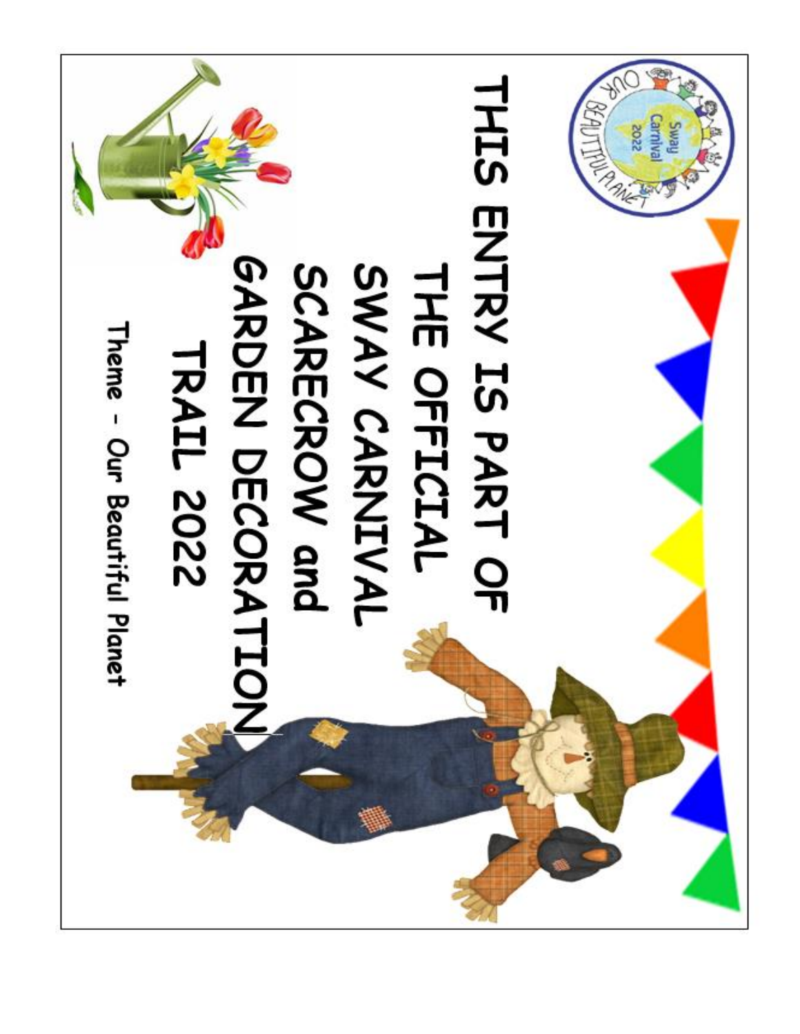# THIS ENTRY IS PART OF THE OFFICIAL SWAY CARNIVAL SCARECROW and GARDEN DECORATION TRAIL 2022

Theme - Our Beautiful Planet